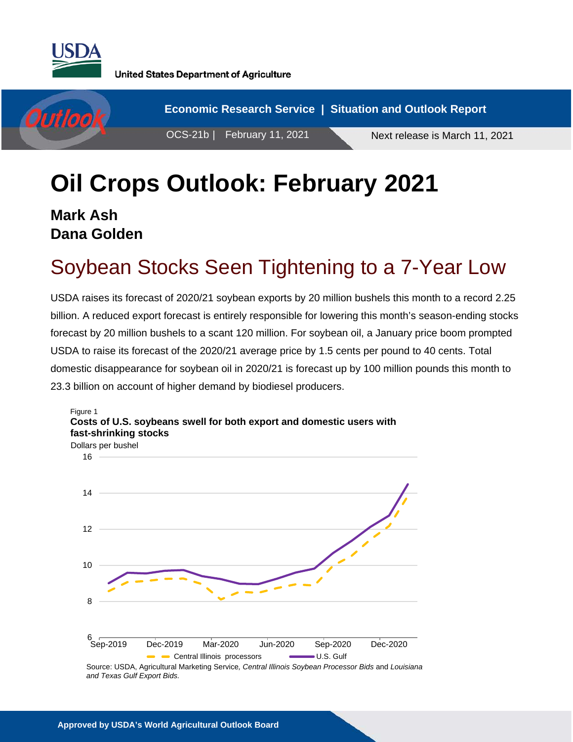United States Department of Agriculture

Economic Research Service | Situation and Outlook Report

OCS-21b | February 11, 2021

Next release is March 11, 2021

# Oil Crops Outlook: February 2021

**Mark Ash**
**Dana Golden**

## Soybean Stocks Seen Tightening to a 7-Year Low

USDA raises its forecast of 2020/21 soybean exports by 20 million bushels this month to a record 2.25 billion. A reduced export forecast is entirely responsible for lowering this month's season-ending stocks forecast by 20 million bushels to a scant 120 million. For soybean oil, a January price boom prompted USDA to raise its forecast of the 2020/21 average price by 1.5 cents per pound to 40 cents. Total domestic disappearance for soybean oil in 2020/21 is forecast up by 100 million pounds this month to 23.3 billion on account of higher demand by biodiesel producers.

Figure 1
**Costs of U.S. soybeans swell for both export and domestic users with fast-shrinking stocks**

Dollars per bushel

Legend: Central Illinois processors; U.S. Gulf

Source: USDA, Agricultural Marketing Service, *Central Illinois Soybean Processor Bids* and *Louisiana and Texas Gulf Export Bids.*

Approved by USDA's World Agricultural Outlook Board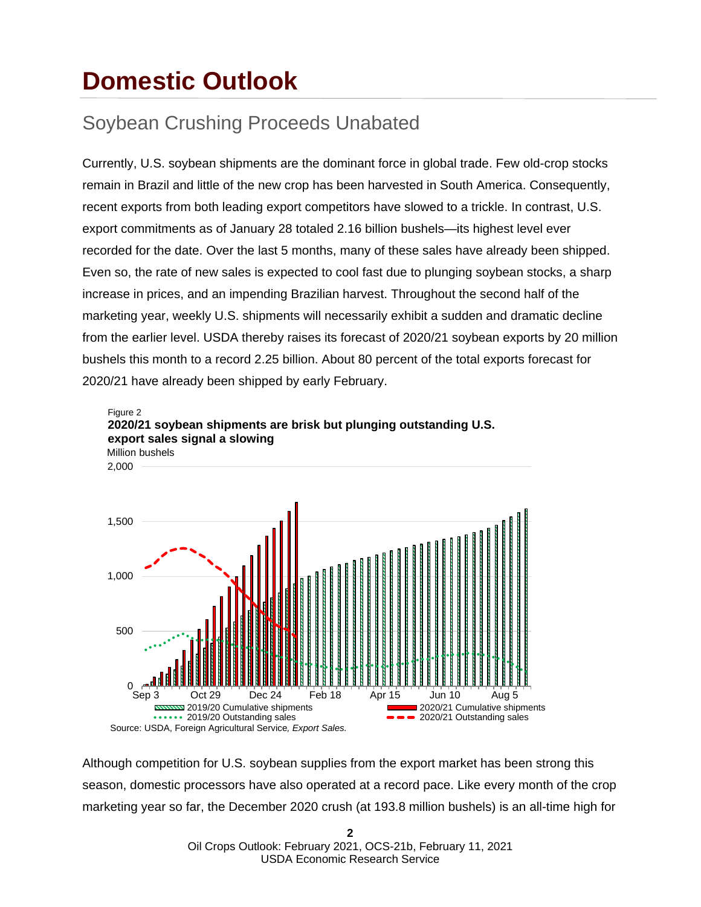// Domestic Outlook

## Soybean Crushing Proceeds Unabated

Currently, U.S. soybean shipments are the dominant force in global trade. Few old-crop stocks remain in Brazil and little of the new crop has been harvested in South America. Consequently, recent exports from both leading export competitors have slowed to a trickle. In contrast, U.S. export commitments as of January 28 totaled 2.16 billion bushels—its highest level ever recorded for the date. Over the last 5 months, many of these sales have already been shipped. Even so, the rate of new sales is expected to cool fast due to plunging soybean stocks, a sharp increase in prices, and an impending Brazilian harvest. Throughout the second half of the marketing year, weekly U.S. shipments will necessarily exhibit a sudden and dramatic decline from the earlier level. USDA thereby raises its forecast of 2020/21 soybean exports by 20 million bushels this month to a record 2.25 billion. About 80 percent of the total exports forecast for 2020/21 have already been shipped by early February.

Figure 2
**2020/21 soybean shipments are brisk but plunging outstanding U.S. export sales signal a slowing**

Million bushels

Legend: 2019/20 Cumulative shipments; 2020/21 Cumulative shipments; 2019/20 Outstanding sales; 2020/21 Outstanding sales

Source: USDA, Foreign Agricultural Service, *Export Sales.*

Although competition for U.S. soybean supplies from the export market has been strong this season, domestic processors have also operated at a record pace. Like every month of the crop marketing year so far, the December 2020 crush (at 193.8 million bushels) is an all-time high for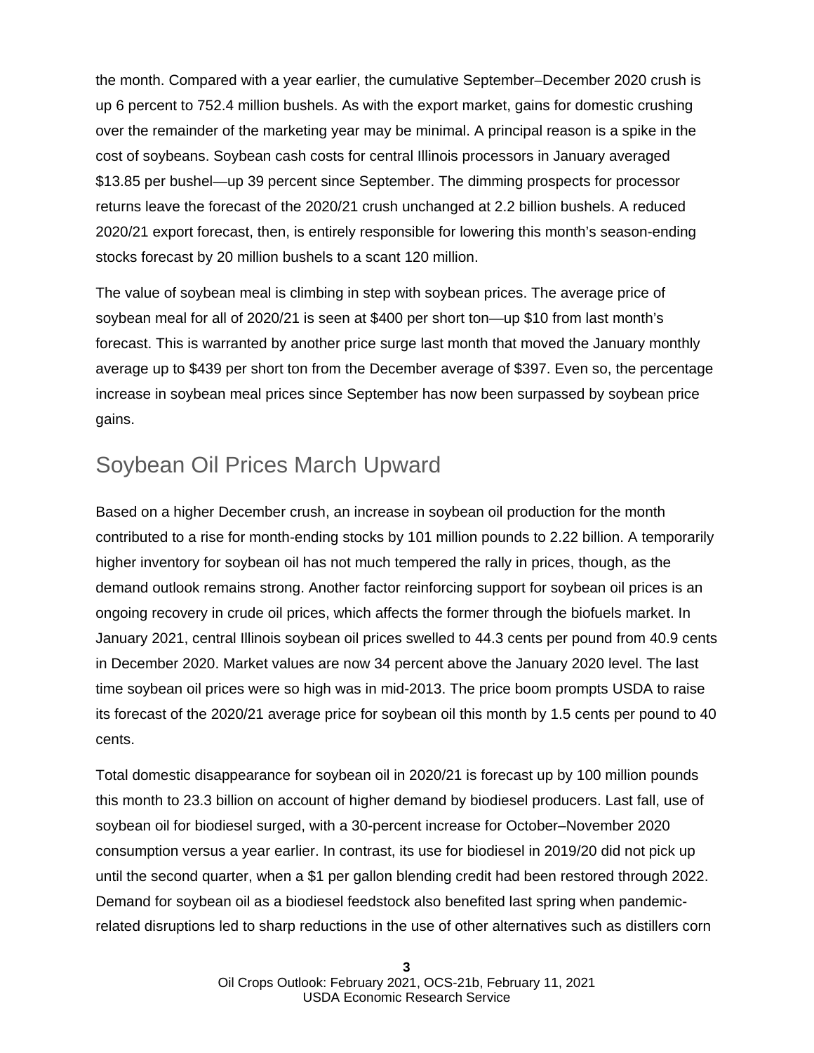the month. Compared with a year earlier, the cumulative September–December 2020 crush is up 6 percent to 752.4 million bushels. As with the export market, gains for domestic crushing over the remainder of the marketing year may be minimal. A principal reason is a spike in the cost of soybeans. Soybean cash costs for central Illinois processors in January averaged $13.85 per bushel—up 39 percent since September. The dimming prospects for processor returns leave the forecast of the 2020/21 crush unchanged at 2.2 billion bushels. A reduced 2020/21 export forecast, then, is entirely responsible for lowering this month's season-ending stocks forecast by 20 million bushels to a scant 120 million.

The value of soybean meal is climbing in step with soybean prices. The average price of soybean meal for all of 2020/21 is seen at $400 per short ton—up $10 from last month's forecast. This is warranted by another price surge last month that moved the January monthly average up to $439 per short ton from the December average of $397. Even so, the percentage increase in soybean meal prices since September has now been surpassed by soybean price gains.

## Soybean Oil Prices March Upward

Based on a higher December crush, an increase in soybean oil production for the month contributed to a rise for month-ending stocks by 101 million pounds to 2.22 billion. A temporarily higher inventory for soybean oil has not much tempered the rally in prices, though, as the demand outlook remains strong. Another factor reinforcing support for soybean oil prices is an ongoing recovery in crude oil prices, which affects the former through the biofuels market. In January 2021, central Illinois soybean oil prices swelled to 44.3 cents per pound from 40.9 cents in December 2020. Market values are now 34 percent above the January 2020 level. The last time soybean oil prices were so high was in mid-2013. The price boom prompts USDA to raise its forecast of the 2020/21 average price for soybean oil this month by 1.5 cents per pound to 40 cents.

Total domestic disappearance for soybean oil in 2020/21 is forecast up by 100 million pounds this month to 23.3 billion on account of higher demand by biodiesel producers. Last fall, use of soybean oil for biodiesel surged, with a 30-percent increase for October–November 2020 consumption versus a year earlier. In contrast, its use for biodiesel in 2019/20 did not pick up until the second quarter, when a $1 per gallon blending credit had been restored through 2022. Demand for soybean oil as a biodiesel feedstock also benefited last spring when pandemic-related disruptions led to sharp reductions in the use of other alternatives such as distillers corn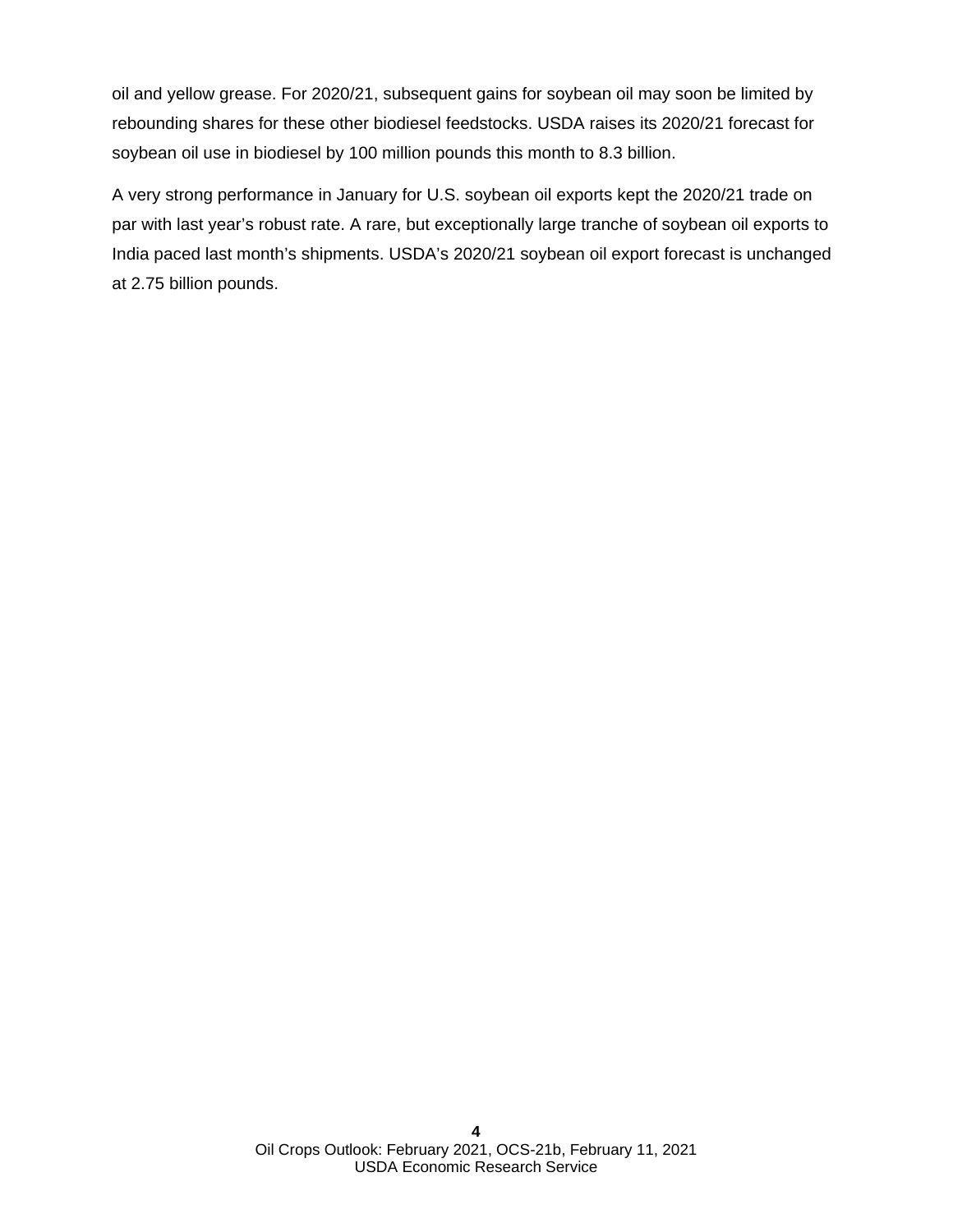oil and yellow grease. For 2020/21, subsequent gains for soybean oil may soon be limited by rebounding shares for these other biodiesel feedstocks. USDA raises its 2020/21 forecast for soybean oil use in biodiesel by 100 million pounds this month to 8.3 billion.

A very strong performance in January for U.S. soybean oil exports kept the 2020/21 trade on par with last year's robust rate. A rare, but exceptionally large tranche of soybean oil exports to India paced last month's shipments. USDA's 2020/21 soybean oil export forecast is unchanged at 2.75 billion pounds.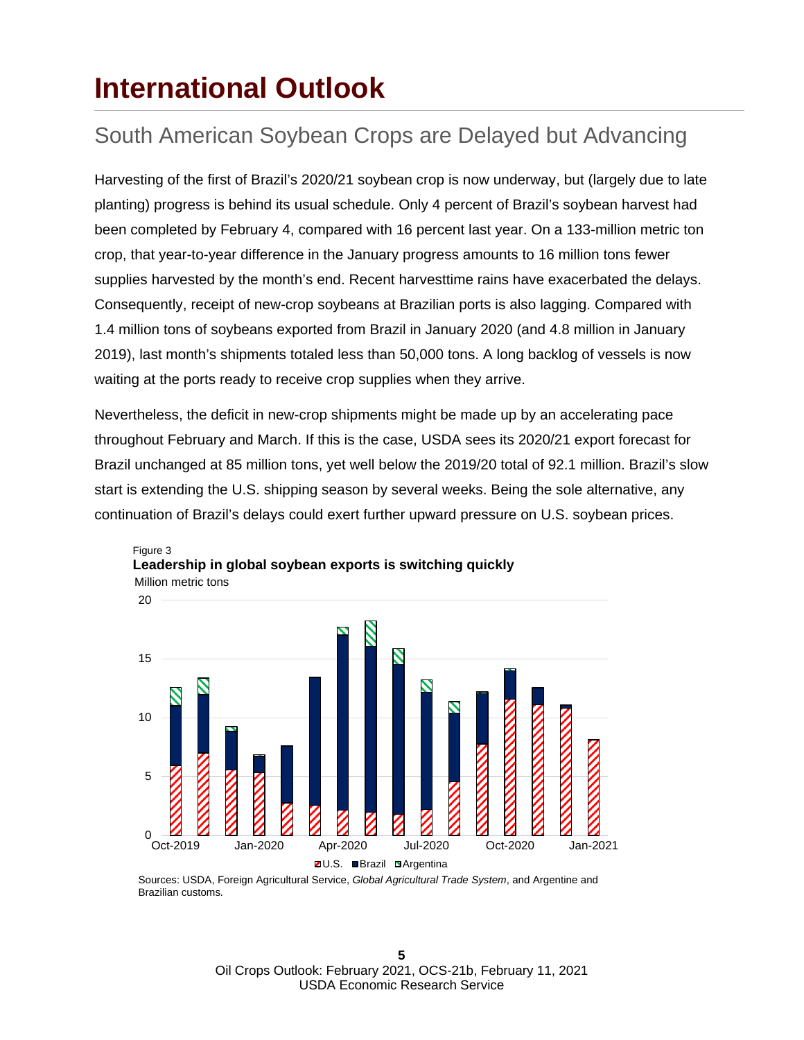# International Outlook

## South American Soybean Crops are Delayed but Advancing

Harvesting of the first of Brazil's 2020/21 soybean crop is now underway, but (largely due to late planting) progress is behind its usual schedule. Only 4 percent of Brazil's soybean harvest had been completed by February 4, compared with 16 percent last year. On a 133-million metric ton crop, that year-to-year difference in the January progress amounts to 16 million tons fewer supplies harvested by the month's end. Recent harvesttime rains have exacerbated the delays. Consequently, receipt of new-crop soybeans at Brazilian ports is also lagging. Compared with 1.4 million tons of soybeans exported from Brazil in January 2020 (and 4.8 million in January 2019), last month's shipments totaled less than 50,000 tons. A long backlog of vessels is now waiting at the ports ready to receive crop supplies when they arrive.

Nevertheless, the deficit in new-crop shipments might be made up by an accelerating pace throughout February and March. If this is the case, USDA sees its 2020/21 export forecast for Brazil unchanged at 85 million tons, yet well below the 2019/20 total of 92.1 million. Brazil's slow start is extending the U.S. shipping season by several weeks. Being the sole alternative, any continuation of Brazil's delays could exert further upward pressure on U.S. soybean prices.

Figure 3
**Leadership in global soybean exports is switching quickly**
Million metric tons

Sources: USDA, Foreign Agricultural Service, *Global Agricultural Trade System*, and Argentine and Brazilian customs.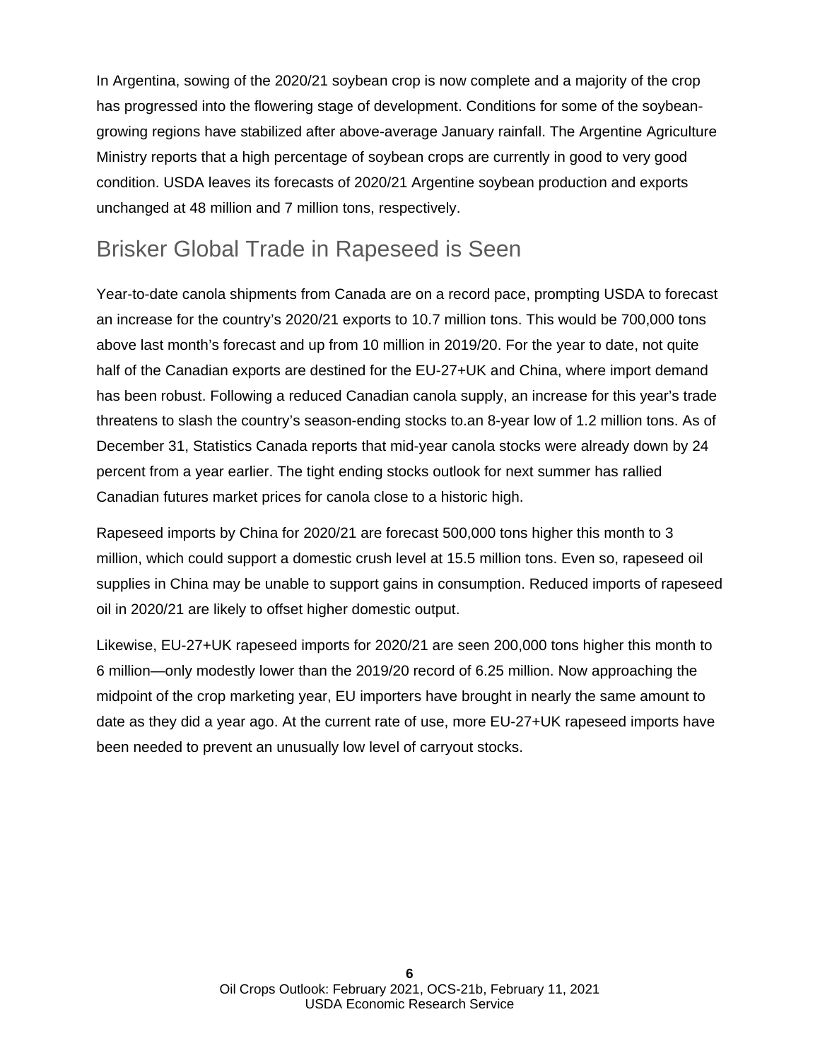In Argentina, sowing of the 2020/21 soybean crop is now complete and a majority of the crop has progressed into the flowering stage of development. Conditions for some of the soybean-growing regions have stabilized after above-average January rainfall. The Argentine Agriculture Ministry reports that a high percentage of soybean crops are currently in good to very good condition. USDA leaves its forecasts of 2020/21 Argentine soybean production and exports unchanged at 48 million and 7 million tons, respectively.

## Brisker Global Trade in Rapeseed is Seen

Year-to-date canola shipments from Canada are on a record pace, prompting USDA to forecast an increase for the country's 2020/21 exports to 10.7 million tons. This would be 700,000 tons above last month's forecast and up from 10 million in 2019/20. For the year to date, not quite half of the Canadian exports are destined for the EU-27+UK and China, where import demand has been robust. Following a reduced Canadian canola supply, an increase for this year's trade threatens to slash the country's season-ending stocks to.an 8-year low of 1.2 million tons. As of December 31, Statistics Canada reports that mid-year canola stocks were already down by 24 percent from a year earlier. The tight ending stocks outlook for next summer has rallied Canadian futures market prices for canola close to a historic high.

Rapeseed imports by China for 2020/21 are forecast 500,000 tons higher this month to 3 million, which could support a domestic crush level at 15.5 million tons. Even so, rapeseed oil supplies in China may be unable to support gains in consumption. Reduced imports of rapeseed oil in 2020/21 are likely to offset higher domestic output.

Likewise, EU-27+UK rapeseed imports for 2020/21 are seen 200,000 tons higher this month to 6 million—only modestly lower than the 2019/20 record of 6.25 million. Now approaching the midpoint of the crop marketing year, EU importers have brought in nearly the same amount to date as they did a year ago. At the current rate of use, more EU-27+UK rapeseed imports have been needed to prevent an unusually low level of carryout stocks.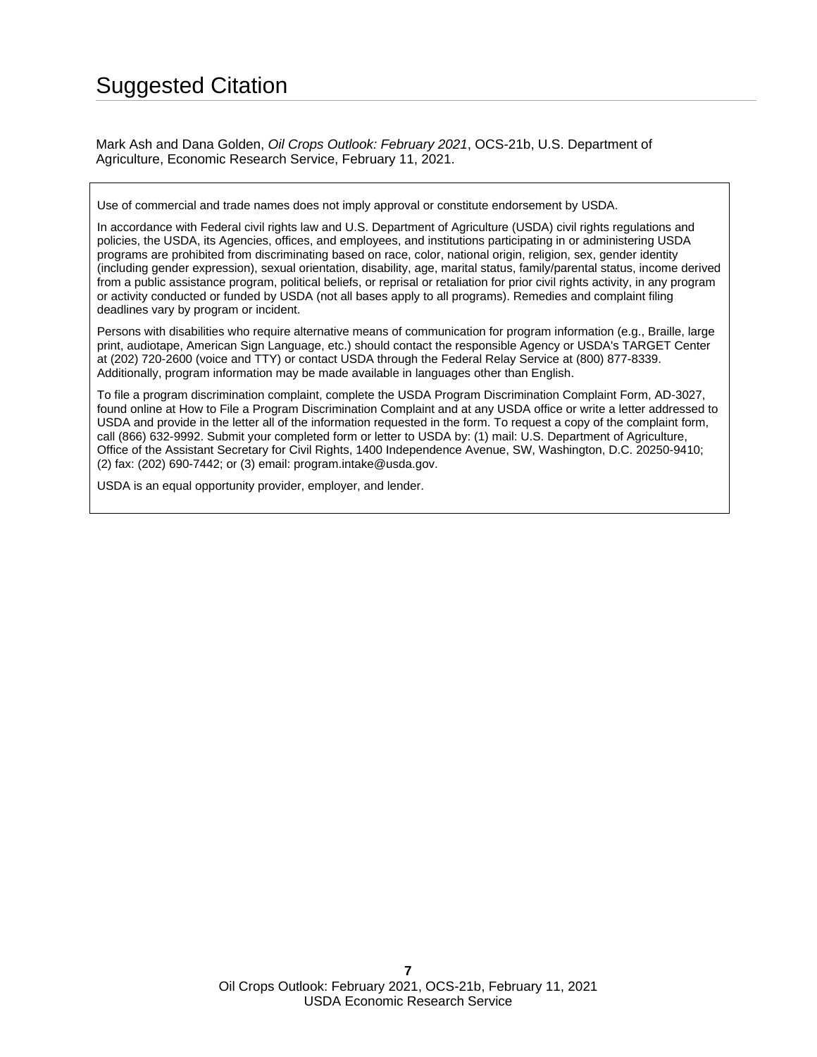# Suggested Citation

Mark Ash and Dana Golden, *Oil Crops Outlook: February 2021*, OCS-21b, U.S. Department of Agriculture, Economic Research Service, February 11, 2021.

Use of commercial and trade names does not imply approval or constitute endorsement by USDA.

In accordance with Federal civil rights law and U.S. Department of Agriculture (USDA) civil rights regulations and policies, the USDA, its Agencies, offices, and employees, and institutions participating in or administering USDA programs are prohibited from discriminating based on race, color, national origin, religion, sex, gender identity (including gender expression), sexual orientation, disability, age, marital status, family/parental status, income derived from a public assistance program, political beliefs, or reprisal or retaliation for prior civil rights activity, in any program or activity conducted or funded by USDA (not all bases apply to all programs). Remedies and complaint filing deadlines vary by program or incident.

Persons with disabilities who require alternative means of communication for program information (e.g., Braille, large print, audiotape, American Sign Language, etc.) should contact the responsible Agency or USDA's TARGET Center at (202) 720-2600 (voice and TTY) or contact USDA through the Federal Relay Service at (800) 877-8339. Additionally, program information may be made available in languages other than English.

To file a program discrimination complaint, complete the USDA Program Discrimination Complaint Form, AD-3027, found online at How to File a Program Discrimination Complaint and at any USDA office or write a letter addressed to USDA and provide in the letter all of the information requested in the form. To request a copy of the complaint form, call (866) 632-9992. Submit your completed form or letter to USDA by: (1) mail: U.S. Department of Agriculture, Office of the Assistant Secretary for Civil Rights, 1400 Independence Avenue, SW, Washington, D.C. 20250-9410; (2) fax: (202) 690-7442; or (3) email: program.intake@usda.gov.

USDA is an equal opportunity provider, employer, and lender.